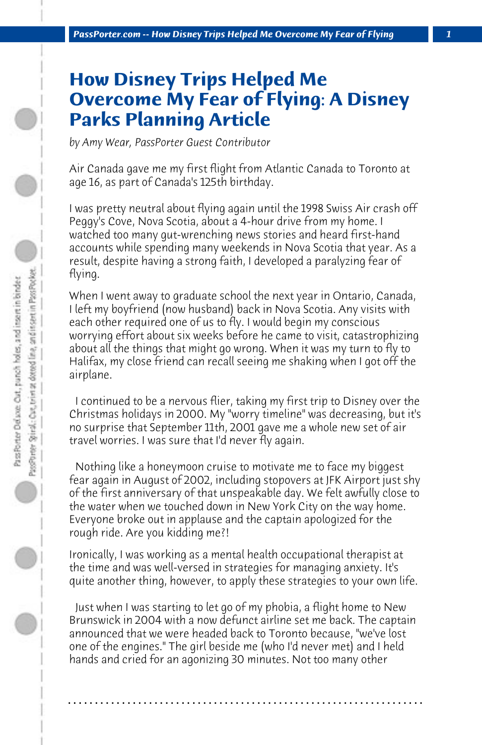# How Disney Trips Helped Me Overcome My Fear of Flying: A Disney Parks Planning Article

*by Amy Wear, PassPorter Guest Contributor*

Air Canada gave me my first flight from Atlantic Canada to Toronto at age 16, as part of Canada's 125th birthday.

I was pretty neutral about flying again until the 1998 Swiss Air crash off Peggy's Cove, Nova Scotia, about a 4-hour drive from my home. I watched too many gut-wrenching news stories and heard first-hand accounts while spending many weekends in Nova Scotia that year. As a result, despite having a strong faith, I developed a paralyzing fear of flying.

When I went away to graduate school the next year in Ontario, Canada, I left my boyfriend (now husband) back in Nova Scotia. Any visits with each other required one of us to fly. I would begin my conscious worrying effort about six weeks before he came to visit, catastrophizing about all the things that might go wrong. When it was my turn to fly to Halifax, my close friend can recall seeing me shaking when I got off the airplane.

I continued to be a nervous flier, taking my first trip to Disney over the Christmas holidays in 2000. My "worry timeline" was decreasing, but it's no surprise that September 11th, 2001 gave me a whole new set of air travel worries. I was sure that I'd never fly again.

Nothing like a honeymoon cruise to motivate me to face my biggest fear again in August of 2002, including stopovers at JFK Airport just shy of the first anniversary of that unspeakable day. We felt awfully close to the water when we touched down in New York City on the way home. Everyone broke out in applause and the captain apologized for the rough ride. Are you kidding me?!

Ironically, I was working as a mental health occupational therapist at the time and was well-versed in strategies for managing anxiety. It's quite another thing, however, to apply these strategies to your own life.

Just when I was starting to let go of my phobia, a flight home to New Brunswick in 2004 with a now defunct airline set me back. The captain announced that we were headed back to Toronto because, "we've lost one of the engines." The girl beside me (who I'd never met) and I held hands and cried for an agonizing 30 minutes. Not too many other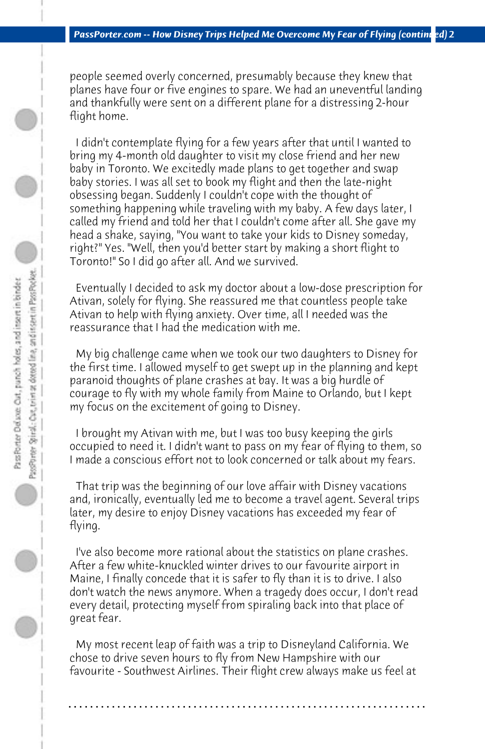people seemed overly concerned, presumably because they knew that planes have four or five engines to spare. We had an uneventful landing and thankfully were sent on a different plane for a distressing 2-hour flight home.

I didn't contemplate flying for a few years after that until I wanted to bring my 4-month old daughter to visit my close friend and her new baby in Toronto. We excitedly made plans to get together and swap baby stories. I was all set to book my flight and then the late-night obsessing began. Suddenly I couldn't cope with the thought of something happening while traveling with my baby. A few days later, I called my friend and told her that I couldn't come after all. She gave my head a shake, saying, "You want to take your kids to Disney someday, right?" Yes. "Well, then you'd better start by making a short flight to Toronto!" So I did go after all. And we survived.

Eventually I decided to ask my doctor about a low-dose prescription for Ativan, solely for flying. She reassured me that countless people take Ativan to help with flying anxiety. Over time, all I needed was the reassurance that I had the medication with me.

My big challenge came when we took our two daughters to Disney for the first time. I allowed myself to get swept up in the planning and kept paranoid thoughts of plane crashes at bay. It was a big hurdle of courage to fly with my whole family from Maine to Orlando, but I kept my focus on the excitement of going to Disney.

I brought my Ativan with me, but I was too busy keeping the girls occupied to need it. I didn't want to pass on my fear of flying to them, so I made a conscious effort not to look concerned or talk about my fears.

That trip was the beginning of our love affair with Disney vacations and, ironically, eventually led me to become a travel agent. Several trips later, my desire to enjoy Disney vacations has exceeded my fear of flying.

I've also become more rational about the statistics on plane crashes. After a few white-knuckled winter drives to our favourite airport in Maine, I finally concede that it is safer to fly than it is to drive. I also don't watch the news anymore. When a tragedy does occur, I don't read every detail, protecting myself from spiraling back into that place of great fear.

My most recent leap of faith was a trip to Disneyland California. We chose to drive seven hours to fly from New Hampshire with our favourite - Southwest Airlines. Their flight crew always make us feel at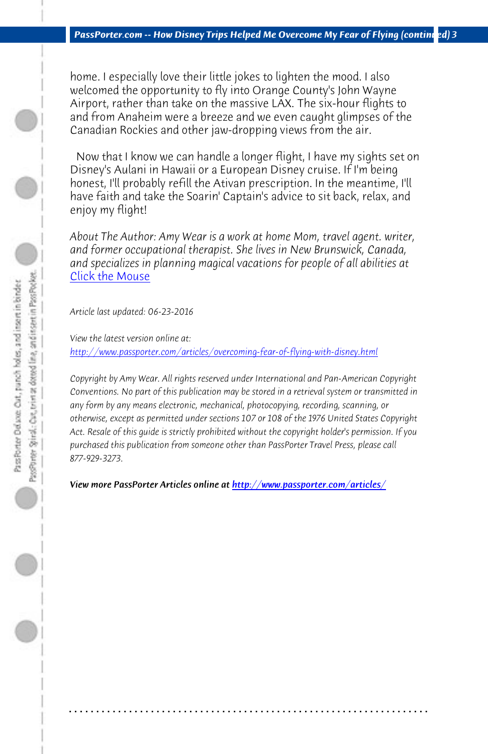home. I especially love their little jokes to lighten the mood. I also welcomed the opportunity to fly into Orange County's John Wayne Airport, rather than take on the massive LAX. The six-hour flights to and from Anaheim were a breeze and we even caught glimpses of the Canadian Rockies and other jaw-dropping views from the air.

Now that I know we can handle a longer flight, I have my sights set on Disney's Aulani in Hawaii or a European Disney cruise. If I'm being honest, I'll probably refill the Ativan prescription. In the meantime, I'll have faith and take the Soarin' Captain's advice to sit back, relax, and enjoy my flight!

*About The Author: Amy Wear is a work at home Mom, travel agent. writer, and former occupational therapist. She lives in New Brunswick, Canada, and specializes in planning magical vacations for people of all abilities at* [Click the Mouse](http://www.clickthemouse.com)

*Article last updated: 06-23-2016*

*View the latest version online at:*
*[http://www.passporter.com/articles/overcoming-fear-of-flying-with-disney.html](http://www.passporter.com/articles/overcoming-fear-of-flying-with-disney.html)*

*Copyright by Amy Wear. All rights reserved under International and Pan-American Copyright Conventions. No part of this publication may be stored in a retrieval system or transmitted in any form by any means electronic, mechanical, photocopying, recording, scanning, or otherwise, except as permitted under sections 107 or 108 of the 1976 United States Copyright Act. Resale of this guide is strictly prohibited without the copyright holder's permission. If you purchased this publication from someone other than PassPorter Travel Press, please call 877-929-3273.*

***View more PassPorter Articles online at [http://www.passporter.com/articles/](http://www.passporter.com/articles/)***